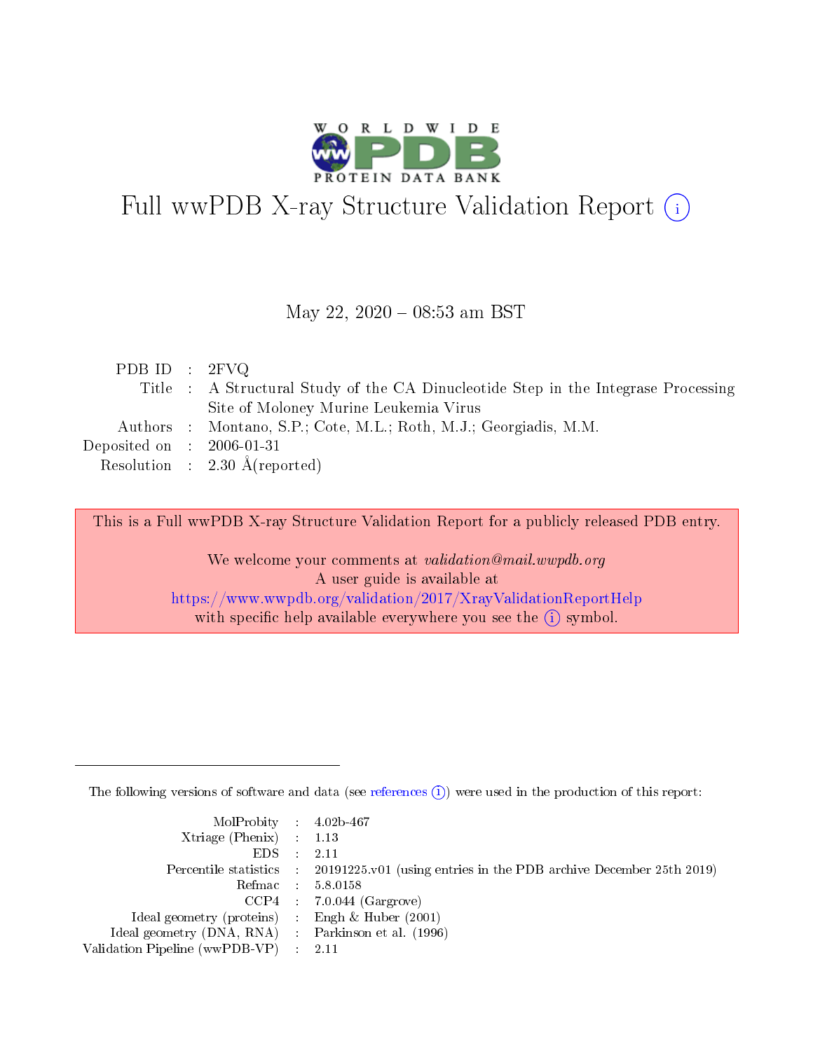# Full wwPDB X-ray Structure Validation Report (i)

May 22, 2020 – 08:53 am BST

| | | |
|---|---|---|
| PDB ID | : | 2FVQ |
| Title | : | A Structural Study of the CA Dinucleotide Step in the Integrase Processing Site of Moloney Murine Leukemia Virus |
| Authors | : | Montano, S.P.; Cote, M.L.; Roth, M.J.; Georgiadis, M.M. |
| Deposited on | : | 2006-01-31 |
| Resolution | : | 2.30 Å(reported) |

This is a Full wwPDB X-ray Structure Validation Report for a publicly released PDB entry.

We welcome your comments at *validation@mail.wwpdb.org*
A user guide is available at
https://www.wwpdb.org/validation/2017/XrayValidationReportHelp
with specific help available everywhere you see the (i) symbol.

---

The following versions of software and data (see references (i)) were used in the production of this report:

| | | |
|---|---|---|
| MolProbity | : | 4.02b-467 |
| Xtriage (Phenix) | : | 1.13 |
| EDS | : | 2.11 |
| Percentile statistics | : | 20191225.v01 (using entries in the PDB archive December 25th 2019) |
| Refmac | : | 5.8.0158 |
| CCP4 | : | 7.0.044 (Gargrove) |
| Ideal geometry (proteins) | : | Engh & Huber (2001) |
| Ideal geometry (DNA, RNA) | : | Parkinson et al. (1996) |
| Validation Pipeline (wwPDB-VP) | : | 2.11 |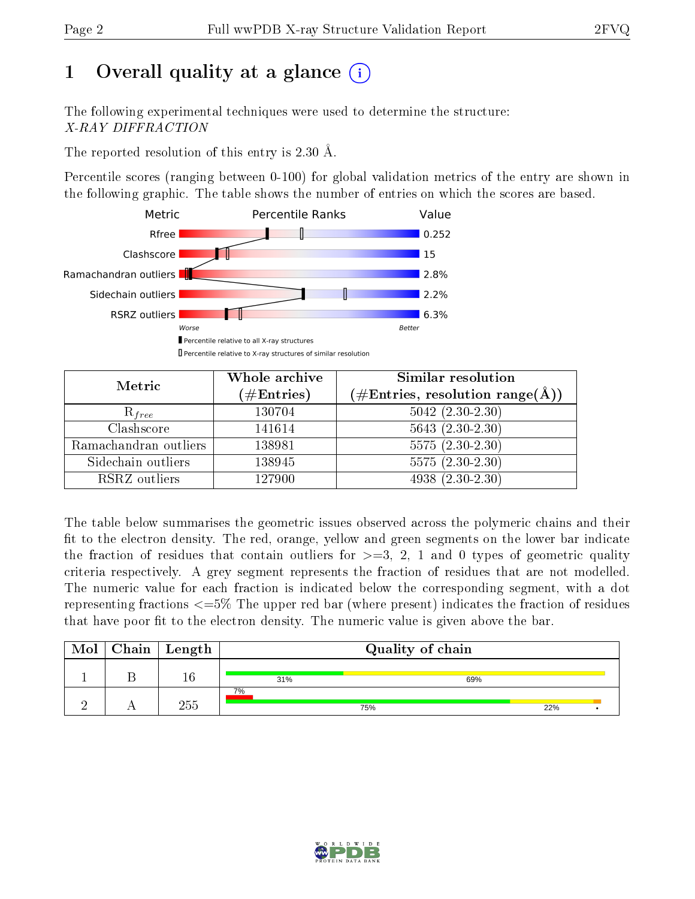# 1 Overall quality at a glance (i)

The following experimental techniques were used to determine the structure:
*X-RAY DIFFRACTION*

The reported resolution of this entry is 2.30 Å.

Percentile scores (ranging between 0-100) for global validation metrics of the entry are shown in the following graphic. The table shows the number of entries on which the scores are based.

| Metric | Value |
|---|---|
| Rfree | 0.252 |
| Clashscore | 15 |
| Ramachandran outliers | 2.8% |
| Sidechain outliers | 2.2% |
| RSRZ outliers | 6.3% |

Worse — Better

▮ Percentile relative to all X-ray structures
▯ Percentile relative to X-ray structures of similar resolution

| Metric | Whole archive (#Entries) | Similar resolution (#Entries, resolution range(Å)) |
|---|---|---|
| $R_{free}$ | 130704 | 5042 (2.30-2.30) |
| Clashscore | 141614 | 5643 (2.30-2.30) |
| Ramachandran outliers | 138981 | 5575 (2.30-2.30) |
| Sidechain outliers | 138945 | 5575 (2.30-2.30) |
| RSRZ outliers | 127900 | 4938 (2.30-2.30) |

The table below summarises the geometric issues observed across the polymeric chains and their fit to the electron density. The red, orange, yellow and green segments on the lower bar indicate the fraction of residues that contain outliers for >=3, 2, 1 and 0 types of geometric quality criteria respectively. A grey segment represents the fraction of residues that are not modelled. The numeric value for each fraction is indicated below the corresponding segment, with a dot representing fractions <=5% The upper red bar (where present) indicates the fraction of residues that have poor fit to the electron density. The numeric value is given above the bar.

| Mol | Chain | Length | Quality of chain |
|---|---|---|---|
| 1 | B | 16 | 31% 69% |
| 2 | A | 255 | 7% (poor fit); 75% 22% • |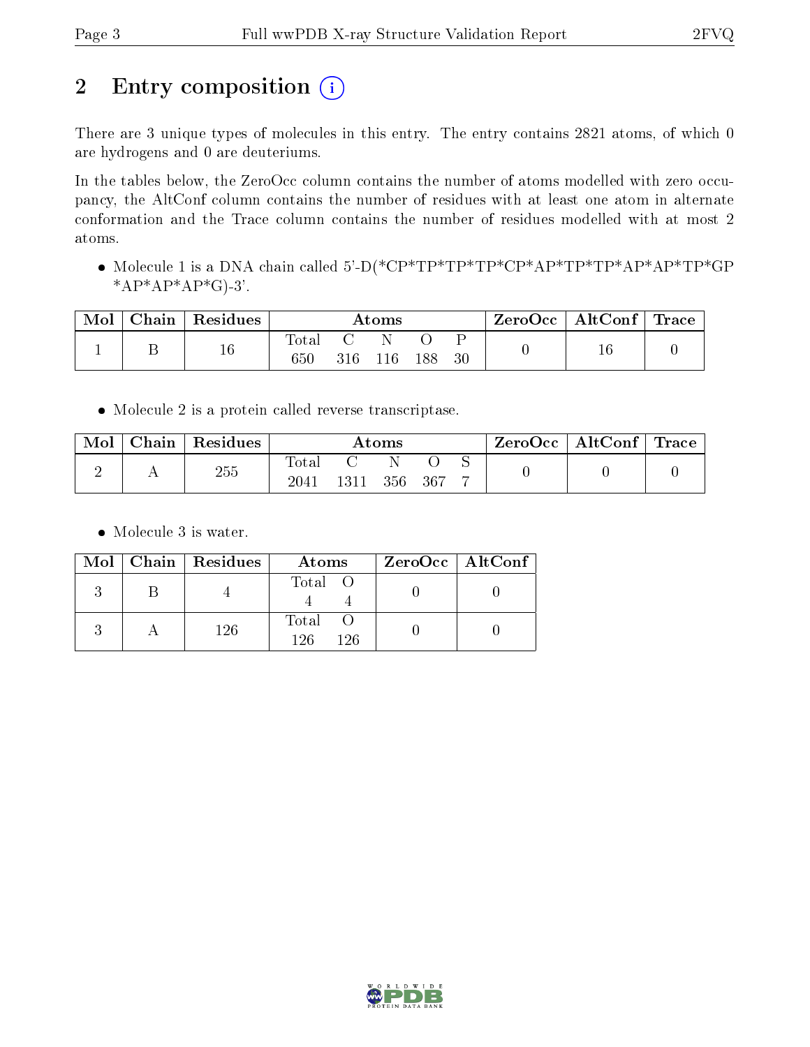# 2 Entry composition

There are 3 unique types of molecules in this entry. The entry contains 2821 atoms, of which 0 are hydrogens and 0 are deuteriums.

In the tables below, the ZeroOcc column contains the number of atoms modelled with zero occupancy, the AltConf column contains the number of residues with at least one atom in alternate conformation and the Trace column contains the number of residues modelled with at most 2 atoms.

- Molecule 1 is a DNA chain called 5'-D(*CP*TP*TP*TP*CP*AP*TP*TP*AP*AP*TP*GP*AP*AP*AP*G)-3'.

| Mol | Chain | Residues | Atoms | | | | | ZeroOcc | AltConf | Trace |
|---|---|---|---|---|---|---|---|---|---|---|
| | | | Total | C | N | O | P | | | |
| 1 | B | 16 | 650 | 316 | 116 | 188 | 30 | 0 | 16 | 0 |

- Molecule 2 is a protein called reverse transcriptase.

| Mol | Chain | Residues | Atoms | | | | | ZeroOcc | AltConf | Trace |
|---|---|---|---|---|---|---|---|---|---|---|
| | | | Total | C | N | O | S | | | |
| 2 | A | 255 | 2041 | 1311 | 356 | 367 | 7 | 0 | 0 | 0 |

- Molecule 3 is water.

| Mol | Chain | Residues | Atoms | | ZeroOcc | AltConf |
|---|---|---|---|---|---|---|
| | | | Total | O | | |
| 3 | B | 4 | 4 | 4 | 0 | 0 |
| 3 | A | 126 | 126 | 126 | 0 | 0 |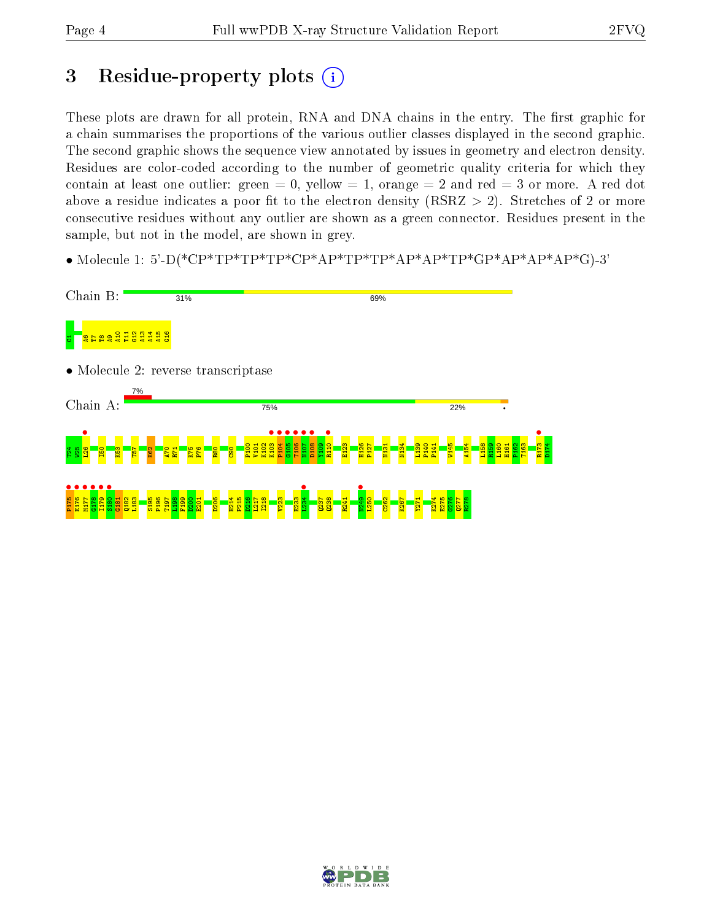# 3 Residue-property plots

These plots are drawn for all protein, RNA and DNA chains in the entry. The first graphic for a chain summarises the proportions of the various outlier classes displayed in the second graphic. The second graphic shows the sequence view annotated by issues in geometry and electron density. Residues are color-coded according to the number of geometric quality criteria for which they contain at least one outlier: green = 0, yellow = 1, orange = 2 and red = 3 or more. A red dot above a residue indicates a poor fit to the electron density (RSRZ > 2). Stretches of 2 or more consecutive residues without any outlier are shown as a green connector. Residues present in the sample, but not in the model, are shown in grey.

- Molecule 1: 5'-D(*CP*TP*TP*TP*CP*AP*TP*TP*AP*AP*TP*GP*AP*AP*AP*G)-3'

Chain B: 31% 69%

C1 A6 T7 T8 A9 A10 T11 G12 A13 A14 A15 G16

- Molecule 2: reverse transcriptase

Chain A: 7% 75% 22%

T24 W25 L26 I50 K53 T57 K62 A70 R71 K75 P76 R80 C90 P100 V101 K102 K103 P104 G105 T106 N107 D108 Y109 R110 E123 H126 P127 N131 N134 L139 P140 P141 W145 A154 L158 K159 L160 H161 P162 T163 R173 D174

P176 E176 M177 G178 I179 S180 G181 Q182 L183 S195 P196 T197 L198 F199 D200 E201 D206 H214 P215 D216 L217 I218 V223 E233 L234 Q237 Q238 R241 N249 L250 C262 K267 Y271 K274 E275 G276 Q277 R278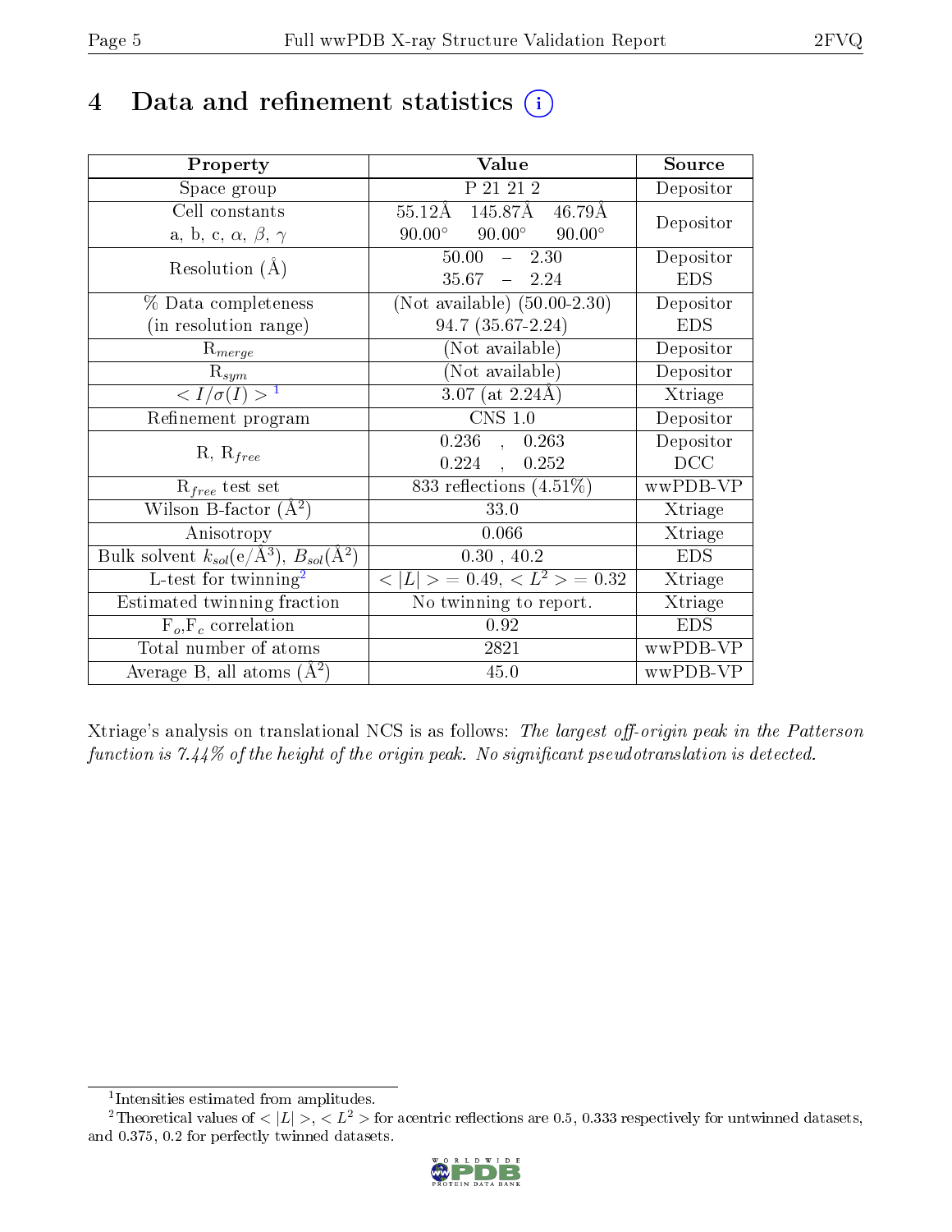# 4 Data and refinement statistics (i)

| Property | Value | Source |
|---|---|---|
| Space group | P 21 21 2 | Depositor |
| Cell constants<br>a, b, c, $\alpha$, $\beta$, $\gamma$ | 55.12Å 145.87Å 46.79Å<br>90.00° 90.00° 90.00° | Depositor |
| Resolution (Å) | 50.00 – 2.30<br>35.67 – 2.24 | Depositor<br>EDS |
| % Data completeness<br>(in resolution range) | (Not available) (50.00-2.30)<br>94.7 (35.67-2.24) | Depositor<br>EDS |
| $R_{merge}$ | (Not available) | Depositor |
| $R_{sym}$ | (Not available) | Depositor |
| $< I/\sigma(I) >$ [1] | 3.07 (at 2.24Å) | Xtriage |
| Refinement program | CNS 1.0 | Depositor |
| R, $R_{free}$ | 0.236 , 0.263<br>0.224 , 0.252 | Depositor<br>DCC |
| $R_{free}$ test set | 833 reflections (4.51%) | wwPDB-VP |
| Wilson B-factor (Å$^2$) | 33.0 | Xtriage |
| Anisotropy | 0.066 | Xtriage |
| Bulk solvent $k_{sol}$(e/Å$^3$), $B_{sol}$(Å$^2$) | 0.30 , 40.2 | EDS |
| L-test for twinning[2] | $< \|L\| > = 0.49$, $< L^2 > = 0.32$ | Xtriage |
| Estimated twinning fraction | No twinning to report. | Xtriage |
| $F_o$,$F_c$ correlation | 0.92 | EDS |
| Total number of atoms | 2821 | wwPDB-VP |
| Average B, all atoms (Å$^2$) | 45.0 | wwPDB-VP |

Xtriage's analysis on translational NCS is as follows: *The largest off-origin peak in the Patterson function is 7.44% of the height of the origin peak. No significant pseudotranslation is detected.*

[1] Intensities estimated from amplitudes.

[2] Theoretical values of $< |L| >$, $< L^2 >$ for acentric reflections are 0.5, 0.333 respectively for untwinned datasets, and 0.375, 0.2 for perfectly twinned datasets.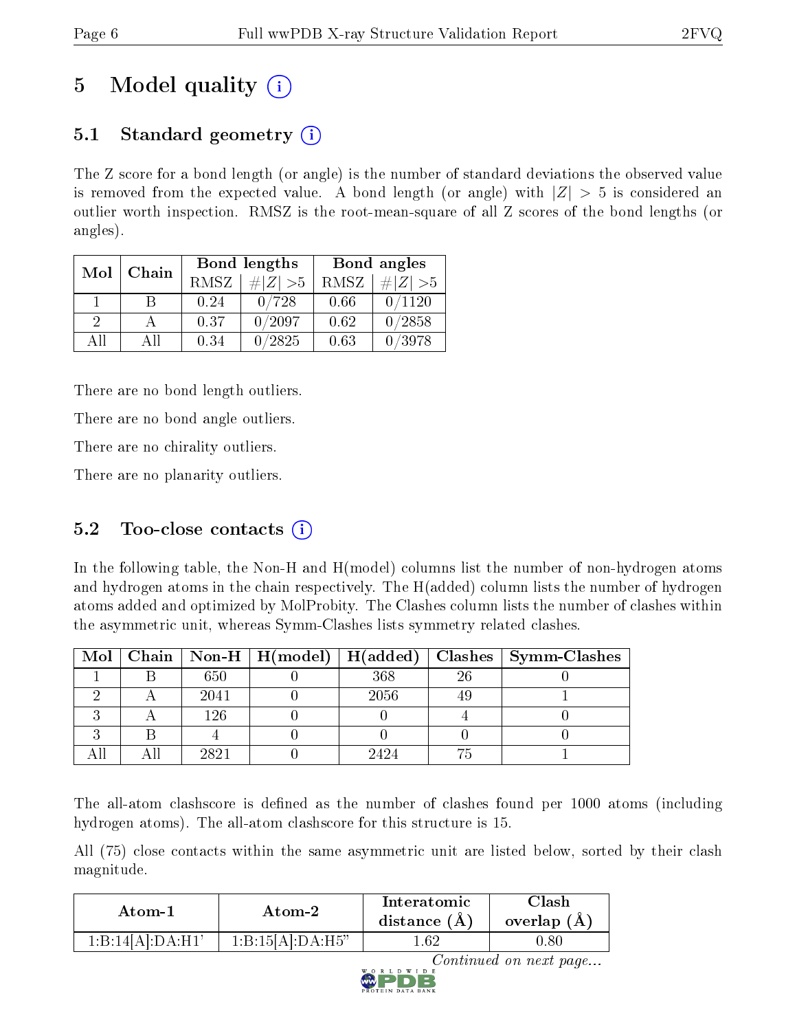# 5 Model quality (i)

## 5.1 Standard geometry (i)

The Z score for a bond length (or angle) is the number of standard deviations the observed value is removed from the expected value. A bond length (or angle) with $|Z| > 5$ is considered an outlier worth inspection. RMSZ is the root-mean-square of all Z scores of the bond lengths (or angles).

| Mol | Chain | Bond lengths | | Bond angles | |
|---|---|---|---|---|---|
| | | RMSZ | $\#\|Z\| > 5$ | RMSZ | $\#\|Z\| > 5$ |
| 1 | B | 0.24 | 0/728 | 0.66 | 0/1120 |
| 2 | A | 0.37 | 0/2097 | 0.62 | 0/2858 |
| All | All | 0.34 | 0/2825 | 0.63 | 0/3978 |

There are no bond length outliers.

There are no bond angle outliers.

There are no chirality outliers.

There are no planarity outliers.

## 5.2 Too-close contacts (i)

In the following table, the Non-H and H(model) columns list the number of non-hydrogen atoms and hydrogen atoms in the chain respectively. The H(added) column lists the number of hydrogen atoms added and optimized by MolProbity. The Clashes column lists the number of clashes within the asymmetric unit, whereas Symm-Clashes lists symmetry related clashes.

| Mol | Chain | Non-H | H(model) | H(added) | Clashes | Symm-Clashes |
|---|---|---|---|---|---|---|
| 1 | B | 650 | 0 | 368 | 26 | 0 |
| 2 | A | 2041 | 0 | 2056 | 49 | 1 |
| 3 | A | 126 | 0 | 0 | 4 | 0 |
| 3 | B | 4 | 0 | 0 | 0 | 0 |
| All | All | 2821 | 0 | 2424 | 75 | 1 |

The all-atom clashscore is defined as the number of clashes found per 1000 atoms (including hydrogen atoms). The all-atom clashscore for this structure is 15.

All (75) close contacts within the same asymmetric unit are listed below, sorted by their clash magnitude.

| Atom-1 | Atom-2 | Interatomic distance (Å) | Clash overlap (Å) |
|---|---|---|---|
| 1:B:14[A]:DA:H1' | 1:B:15[A]:DA:H5" | 1.62 | 0.80 |

*Continued on next page...*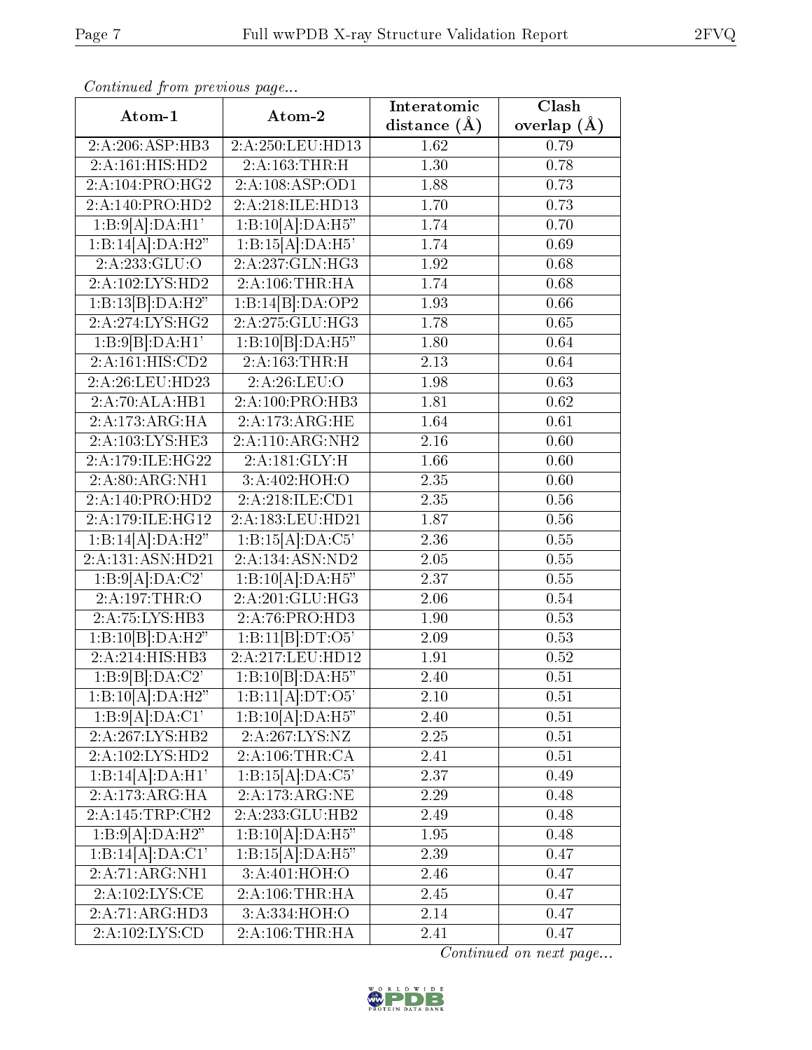*Continued from previous page...*

| Atom-1 | Atom-2 | Interatomic distance (Å) | Clash overlap (Å) |
|---|---|---|---|
| 2:A:206:ASP:HB3 | 2:A:250:LEU:HD13 | 1.62 | 0.79 |
| 2:A:161:HIS:HD2 | 2:A:163:THR:H | 1.30 | 0.78 |
| 2:A:104:PRO:HG2 | 2:A:108:ASP:OD1 | 1.88 | 0.73 |
| 2:A:140:PRO:HD2 | 2:A:218:ILE:HD13 | 1.70 | 0.73 |
| 1:B:9[A]:DA:H1' | 1:B:10[A]:DA:H5" | 1.74 | 0.70 |
| 1:B:14[A]:DA:H2" | 1:B:15[A]:DA:H5' | 1.74 | 0.69 |
| 2:A:233:GLU:O | 2:A:237:GLN:HG3 | 1.92 | 0.68 |
| 2:A:102:LYS:HD2 | 2:A:106:THR:HA | 1.74 | 0.68 |
| 1:B:13[B]:DA:H2" | 1:B:14[B]:DA:OP2 | 1.93 | 0.66 |
| 2:A:274:LYS:HG2 | 2:A:275:GLU:HG3 | 1.78 | 0.65 |
| 1:B:9[B]:DA:H1' | 1:B:10[B]:DA:H5" | 1.80 | 0.64 |
| 2:A:161:HIS:CD2 | 2:A:163:THR:H | 2.13 | 0.64 |
| 2:A:26:LEU:HD23 | 2:A:26:LEU:O | 1.98 | 0.63 |
| 2:A:70:ALA:HB1 | 2:A:100:PRO:HB3 | 1.81 | 0.62 |
| 2:A:173:ARG:HA | 2:A:173:ARG:HE | 1.64 | 0.61 |
| 2:A:103:LYS:HE3 | 2:A:110:ARG:NH2 | 2.16 | 0.60 |
| 2:A:179:ILE:HG22 | 2:A:181:GLY:H | 1.66 | 0.60 |
| 2:A:80:ARG:NH1 | 3:A:402:HOH:O | 2.35 | 0.60 |
| 2:A:140:PRO:HD2 | 2:A:218:ILE:CD1 | 2.35 | 0.56 |
| 2:A:179:ILE:HG12 | 2:A:183:LEU:HD21 | 1.87 | 0.56 |
| 1:B:14[A]:DA:H2" | 1:B:15[A]:DA:C5' | 2.36 | 0.55 |
| 2:A:131:ASN:HD21 | 2:A:134:ASN:ND2 | 2.05 | 0.55 |
| 1:B:9[A]:DA:C2' | 1:B:10[A]:DA:H5" | 2.37 | 0.55 |
| 2:A:197:THR:O | 2:A:201:GLU:HG3 | 2.06 | 0.54 |
| 2:A:75:LYS:HB3 | 2:A:76:PRO:HD3 | 1.90 | 0.53 |
| 1:B:10[B]:DA:H2" | 1:B:11[B]:DT:O5' | 2.09 | 0.53 |
| 2:A:214:HIS:HB3 | 2:A:217:LEU:HD12 | 1.91 | 0.52 |
| 1:B:9[B]:DA:C2' | 1:B:10[B]:DA:H5" | 2.40 | 0.51 |
| 1:B:10[A]:DA:H2" | 1:B:11[A]:DT:O5' | 2.10 | 0.51 |
| 1:B:9[A]:DA:C1' | 1:B:10[A]:DA:H5" | 2.40 | 0.51 |
| 2:A:267:LYS:HB2 | 2:A:267:LYS:NZ | 2.25 | 0.51 |
| 2:A:102:LYS:HD2 | 2:A:106:THR:CA | 2.41 | 0.51 |
| 1:B:14[A]:DA:H1' | 1:B:15[A]:DA:C5' | 2.37 | 0.49 |
| 2:A:173:ARG:HA | 2:A:173:ARG:NE | 2.29 | 0.48 |
| 2:A:145:TRP:CH2 | 2:A:233:GLU:HB2 | 2.49 | 0.48 |
| 1:B:9[A]:DA:H2" | 1:B:10[A]:DA:H5" | 1.95 | 0.48 |
| 1:B:14[A]:DA:C1' | 1:B:15[A]:DA:H5" | 2.39 | 0.47 |
| 2:A:71:ARG:NH1 | 3:A:401:HOH:O | 2.46 | 0.47 |
| 2:A:102:LYS:CE | 2:A:106:THR:HA | 2.45 | 0.47 |
| 2:A:71:ARG:HD3 | 3:A:334:HOH:O | 2.14 | 0.47 |
| 2:A:102:LYS:CD | 2:A:106:THR:HA | 2.41 | 0.47 |

*Continued on next page...*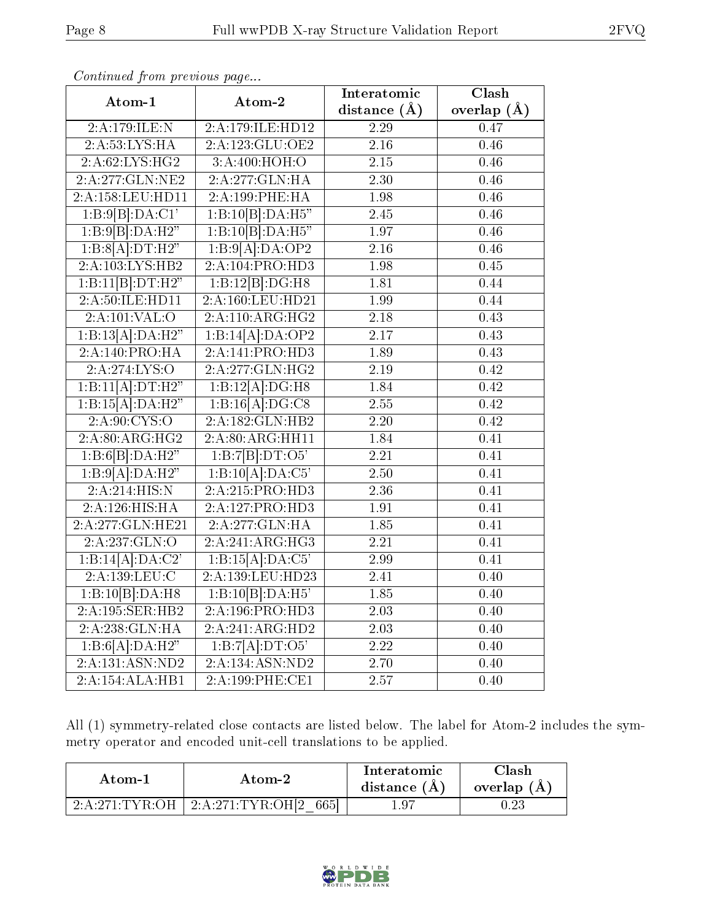*Continued from previous page...*

| Atom-1 | Atom-2 | Interatomic distance (Å) | Clash overlap (Å) |
|---|---|---|---|
| 2:A:179:ILE:N | 2:A:179:ILE:HD12 | 2.29 | 0.47 |
| 2:A:53:LYS:HA | 2:A:123:GLU:OE2 | 2.16 | 0.46 |
| 2:A:62:LYS:HG2 | 3:A:400:HOH:O | 2.15 | 0.46 |
| 2:A:277:GLN:NE2 | 2:A:277:GLN:HA | 2.30 | 0.46 |
| 2:A:158:LEU:HD11 | 2:A:199:PHE:HA | 1.98 | 0.46 |
| 1:B:9[B]:DA:C1' | 1:B:10[B]:DA:H5" | 2.45 | 0.46 |
| 1:B:9[B]:DA:H2" | 1:B:10[B]:DA:H5" | 1.97 | 0.46 |
| 1:B:8[A]:DT:H2" | 1:B:9[A]:DA:OP2 | 2.16 | 0.46 |
| 2:A:103:LYS:HB2 | 2:A:104:PRO:HD3 | 1.98 | 0.45 |
| 1:B:11[B]:DT:H2" | 1:B:12[B]:DG:H8 | 1.81 | 0.44 |
| 2:A:50:ILE:HD11 | 2:A:160:LEU:HD21 | 1.99 | 0.44 |
| 2:A:101:VAL:O | 2:A:110:ARG:HG2 | 2.18 | 0.43 |
| 1:B:13[A]:DA:H2" | 1:B:14[A]:DA:OP2 | 2.17 | 0.43 |
| 2:A:140:PRO:HA | 2:A:141:PRO:HD3 | 1.89 | 0.43 |
| 2:A:274:LYS:O | 2:A:277:GLN:HG2 | 2.19 | 0.42 |
| 1:B:11[A]:DT:H2" | 1:B:12[A]:DG:H8 | 1.84 | 0.42 |
| 1:B:15[A]:DA:H2" | 1:B:16[A]:DG:C8 | 2.55 | 0.42 |
| 2:A:90:CYS:O | 2:A:182:GLN:HB2 | 2.20 | 0.42 |
| 2:A:80:ARG:HG2 | 2:A:80:ARG:HH11 | 1.84 | 0.41 |
| 1:B:6[B]:DA:H2" | 1:B:7[B]:DT:O5' | 2.21 | 0.41 |
| 1:B:9[A]:DA:H2" | 1:B:10[A]:DA:C5' | 2.50 | 0.41 |
| 2:A:214:HIS:N | 2:A:215:PRO:HD3 | 2.36 | 0.41 |
| 2:A:126:HIS:HA | 2:A:127:PRO:HD3 | 1.91 | 0.41 |
| 2:A:277:GLN:HE21 | 2:A:277:GLN:HA | 1.85 | 0.41 |
| 2:A:237:GLN:O | 2:A:241:ARG:HG3 | 2.21 | 0.41 |
| 1:B:14[A]:DA:C2' | 1:B:15[A]:DA:C5' | 2.99 | 0.41 |
| 2:A:139:LEU:C | 2:A:139:LEU:HD23 | 2.41 | 0.40 |
| 1:B:10[B]:DA:H8 | 1:B:10[B]:DA:H5' | 1.85 | 0.40 |
| 2:A:195:SER:HB2 | 2:A:196:PRO:HD3 | 2.03 | 0.40 |
| 2:A:238:GLN:HA | 2:A:241:ARG:HD2 | 2.03 | 0.40 |
| 1:B:6[A]:DA:H2" | 1:B:7[A]:DT:O5' | 2.22 | 0.40 |
| 2:A:131:ASN:ND2 | 2:A:134:ASN:ND2 | 2.70 | 0.40 |
| 2:A:154:ALA:HB1 | 2:A:199:PHE:CE1 | 2.57 | 0.40 |

All (1) symmetry-related close contacts are listed below. The label for Atom-2 includes the symmetry operator and encoded unit-cell translations to be applied.

| Atom-1 | Atom-2 | Interatomic distance (Å) | Clash overlap (Å) |
|---|---|---|---|
| 2:A:271:TYR:OH | 2:A:271:TYR:OH[2_665] | 1.97 | 0.23 |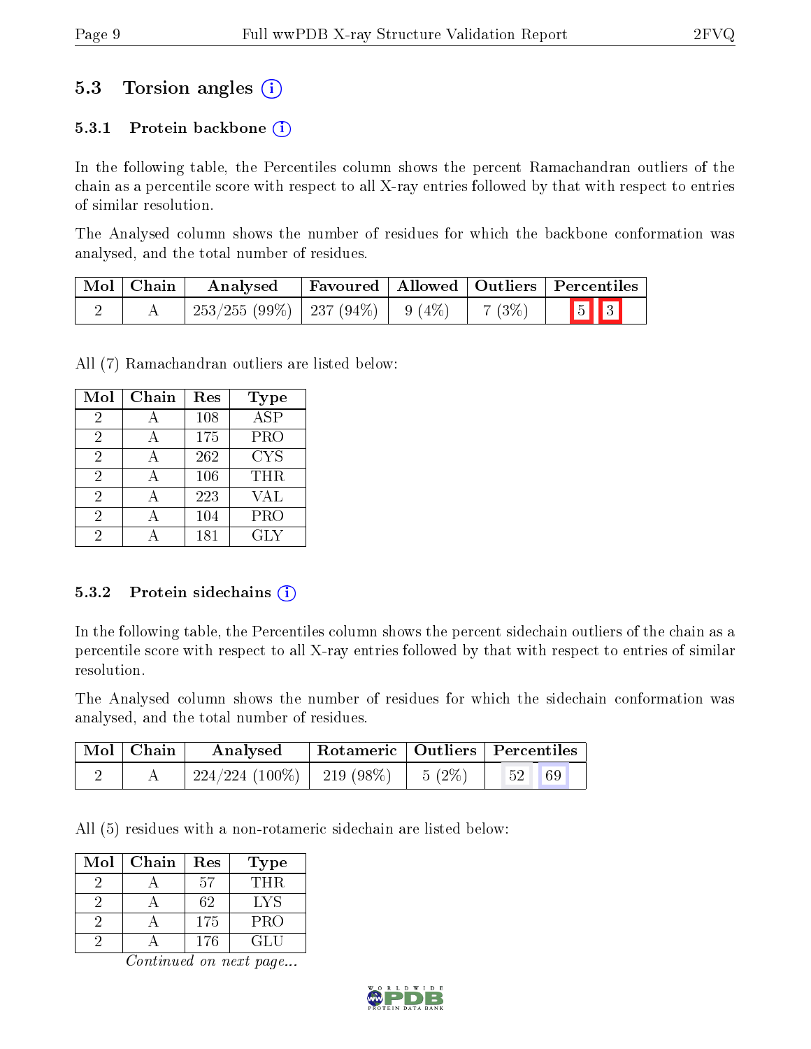## 5.3 Torsion angles (i)

### 5.3.1 Protein backbone (i)

In the following table, the Percentiles column shows the percent Ramachandran outliers of the chain as a percentile score with respect to all X-ray entries followed by that with respect to entries of similar resolution.

The Analysed column shows the number of residues for which the backbone conformation was analysed, and the total number of residues.

| Mol | Chain | Analysed | Favoured | Allowed | Outliers | Percentiles | |
|---|---|---|---|---|---|---|---|
| 2 | A | 253/255 (99%) | 237 (94%) | 9 (4%) | 7 (3%) | 5 | 3 |

All (7) Ramachandran outliers are listed below:

| Mol | Chain | Res | Type |
|---|---|---|---|
| 2 | A | 108 | ASP |
| 2 | A | 175 | PRO |
| 2 | A | 262 | CYS |
| 2 | A | 106 | THR |
| 2 | A | 223 | VAL |
| 2 | A | 104 | PRO |
| 2 | A | 181 | GLY |

### 5.3.2 Protein sidechains (i)

In the following table, the Percentiles column shows the percent sidechain outliers of the chain as a percentile score with respect to all X-ray entries followed by that with respect to entries of similar resolution.

The Analysed column shows the number of residues for which the sidechain conformation was analysed, and the total number of residues.

| Mol | Chain | Analysed | Rotameric | Outliers | Percentiles | |
|---|---|---|---|---|---|---|
| 2 | A | 224/224 (100%) | 219 (98%) | 5 (2%) | 52 | 69 |

All (5) residues with a non-rotameric sidechain are listed below:

| Mol | Chain | Res | Type |
|---|---|---|---|
| 2 | A | 57 | THR |
| 2 | A | 62 | LYS |
| 2 | A | 175 | PRO |
| 2 | A | 176 | GLU |

*Continued on next page...*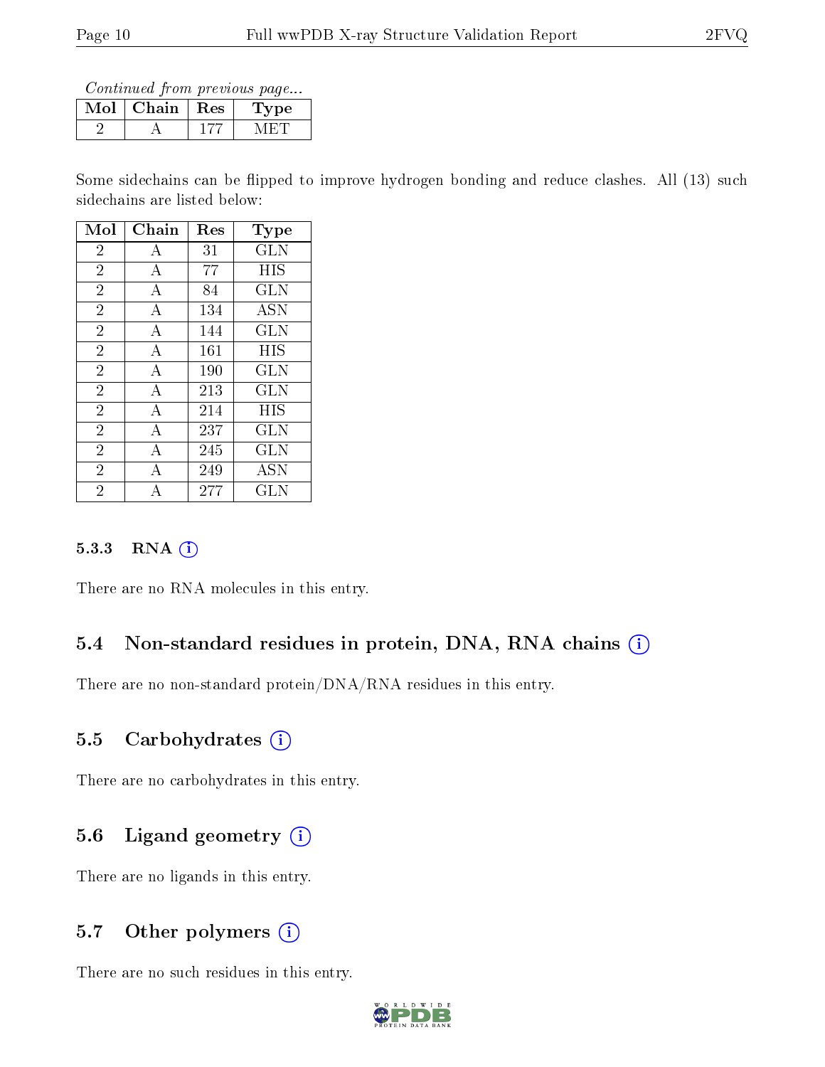*Continued from previous page...*

| Mol | Chain | Res | Type |
|---|---|---|---|
| 2 | A | 177 | MET |

Some sidechains can be flipped to improve hydrogen bonding and reduce clashes. All (13) such sidechains are listed below:

| Mol | Chain | Res | Type |
|---|---|---|---|
| 2 | A | 31 | GLN |
| 2 | A | 77 | HIS |
| 2 | A | 84 | GLN |
| 2 | A | 134 | ASN |
| 2 | A | 144 | GLN |
| 2 | A | 161 | HIS |
| 2 | A | 190 | GLN |
| 2 | A | 213 | GLN |
| 2 | A | 214 | HIS |
| 2 | A | 237 | GLN |
| 2 | A | 245 | GLN |
| 2 | A | 249 | ASN |
| 2 | A | 277 | GLN |

#### 5.3.3 RNA

There are no RNA molecules in this entry.

### 5.4 Non-standard residues in protein, DNA, RNA chains

There are no non-standard protein/DNA/RNA residues in this entry.

### 5.5 Carbohydrates

There are no carbohydrates in this entry.

### 5.6 Ligand geometry

There are no ligands in this entry.

### 5.7 Other polymers

There are no such residues in this entry.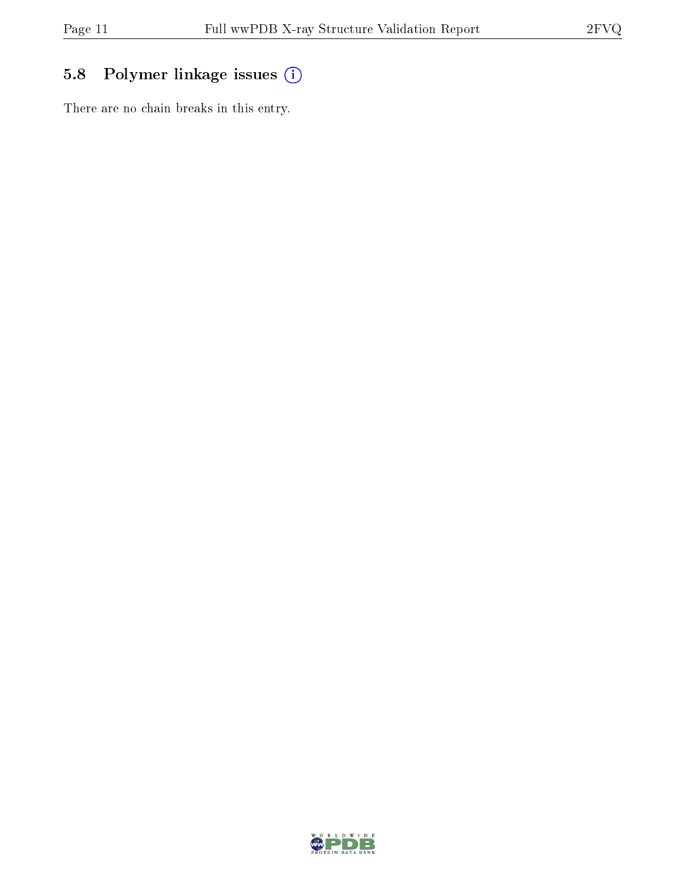## 5.8 Polymer linkage issues

There are no chain breaks in this entry.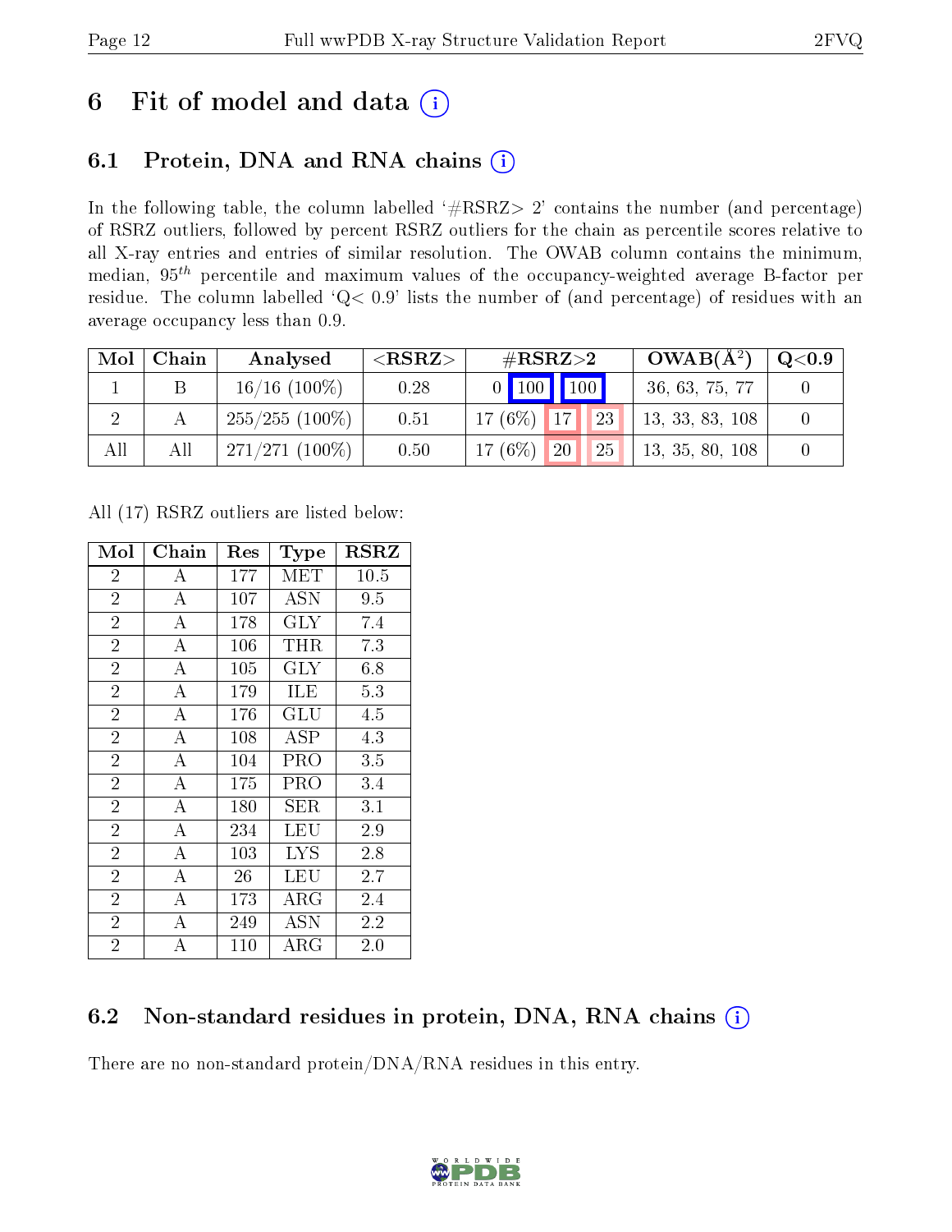# 6 Fit of model and data (i)

## 6.1 Protein, DNA and RNA chains (i)

In the following table, the column labelled '#RSRZ> 2' contains the number (and percentage) of RSRZ outliers, followed by percent RSRZ outliers for the chain as percentile scores relative to all X-ray entries and entries of similar resolution. The OWAB column contains the minimum, median, $95^{th}$ percentile and maximum values of the occupancy-weighted average B-factor per residue. The column labelled 'Q< 0.9' lists the number of (and percentage) of residues with an average occupancy less than 0.9.

| Mol | Chain | Analysed | <RSRZ> | #RSRZ>2 | | | OWAB(Å$^2$) | Q<0.9 |
|---|---|---|---|---|---|---|---|---|
| 1 | B | 16/16 (100%) | 0.28 | 0 | 100 | 100 | 36, 63, 75, 77 | 0 |
| 2 | A | 255/255 (100%) | 0.51 | 17 (6%) | 17 | 23 | 13, 33, 83, 108 | 0 |
| All | All | 271/271 (100%) | 0.50 | 17 (6%) | 20 | 25 | 13, 35, 80, 108 | 0 |

All (17) RSRZ outliers are listed below:

| Mol | Chain | Res | Type | RSRZ |
|---|---|---|---|---|
| 2 | A | 177 | MET | 10.5 |
| 2 | A | 107 | ASN | 9.5 |
| 2 | A | 178 | GLY | 7.4 |
| 2 | A | 106 | THR | 7.3 |
| 2 | A | 105 | GLY | 6.8 |
| 2 | A | 179 | ILE | 5.3 |
| 2 | A | 176 | GLU | 4.5 |
| 2 | A | 108 | ASP | 4.3 |
| 2 | A | 104 | PRO | 3.5 |
| 2 | A | 175 | PRO | 3.4 |
| 2 | A | 180 | SER | 3.1 |
| 2 | A | 234 | LEU | 2.9 |
| 2 | A | 103 | LYS | 2.8 |
| 2 | A | 26 | LEU | 2.7 |
| 2 | A | 173 | ARG | 2.4 |
| 2 | A | 249 | ASN | 2.2 |
| 2 | A | 110 | ARG | 2.0 |

## 6.2 Non-standard residues in protein, DNA, RNA chains (i)

There are no non-standard protein/DNA/RNA residues in this entry.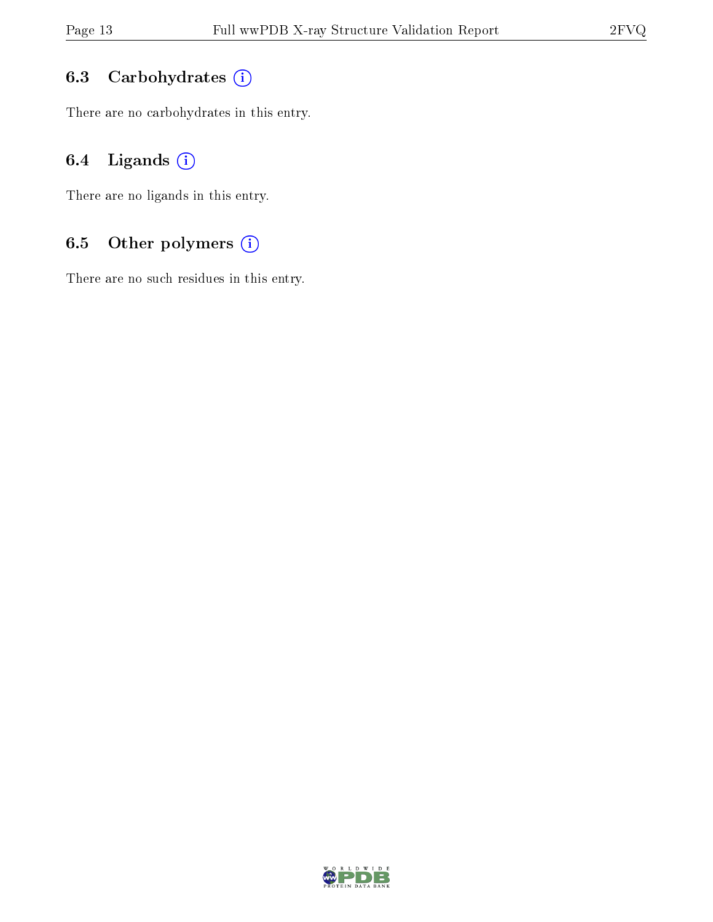### 6.3 Carbohydrates

There are no carbohydrates in this entry.

### 6.4 Ligands

There are no ligands in this entry.

### 6.5 Other polymers

There are no such residues in this entry.